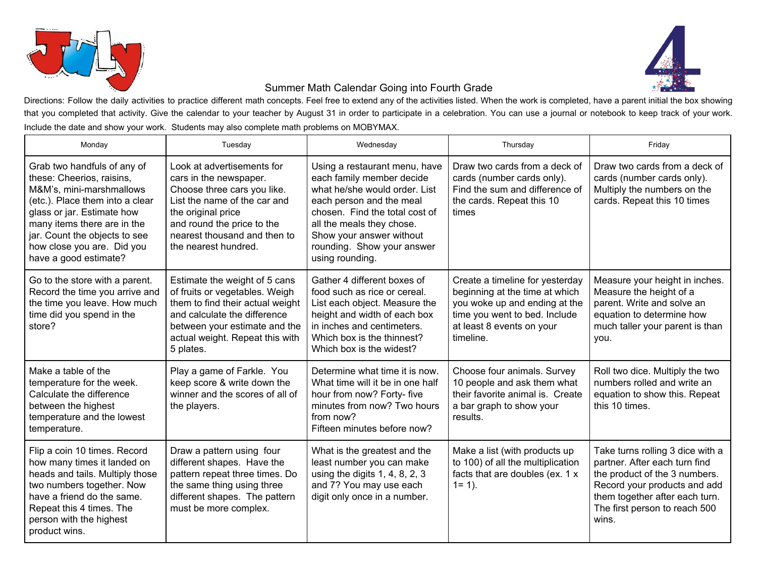# Summer Math Calendar Going into Fourth Grade

Directions: Follow the daily activities to practice different math concepts. Feel free to extend any of the activities listed. When the work is completed, have a parent initial the box showing that you completed that activity. Give the calendar to your teacher by August 31 in order to participate in a celebration. You can use a journal or notebook to keep track of your work. Include the date and show your work. Students may also complete math problems on MOBYMAX.

| Monday | Tuesday | Wednesday | Thursday | Friday |
|---|---|---|---|---|
| Grab two handfuls of any of these: Cheerios, raisins, M&M's, mini-marshmallows (etc.). Place them into a clear glass or jar. Estimate how many items there are in the jar. Count the objects to see how close you are. Did you have a good estimate? | Look at advertisements for cars in the newspaper. Choose three cars you like. List the name of the car and the original price and round the price to the nearest thousand and then to the nearest hundred. | Using a restaurant menu, have each family member decide what he/she would order. List each person and the meal chosen. Find the total cost of all the meals they chose. Show your answer without rounding. Show your answer using rounding. | Draw two cards from a deck of cards (number cards only). Find the sum and difference of the cards. Repeat this 10 times | Draw two cards from a deck of cards (number cards only). Multiply the numbers on the cards. Repeat this 10 times |
| Go to the store with a parent. Record the time you arrive and the time you leave. How much time did you spend in the store? | Estimate the weight of 5 cans of fruits or vegetables. Weigh them to find their actual weight and calculate the difference between your estimate and the actual weight. Repeat this with 5 plates. | Gather 4 different boxes of food such as rice or cereal. List each object. Measure the height and width of each box in inches and centimeters. Which box is the thinnest? Which box is the widest? | Create a timeline for yesterday beginning at the time at which you woke up and ending at the time you went to bed. Include at least 8 events on your timeline. | Measure your height in inches. Measure the height of a parent. Write and solve an equation to determine how much taller your parent is than you. |
| Make a table of the temperature for the week. Calculate the difference between the highest temperature and the lowest temperature. | Play a game of Farkle. You keep score & write down the winner and the scores of all of the players. | Determine what time it is now. What time will it be in one half hour from now? Forty- five minutes from now? Two hours from now? Fifteen minutes before now? | Choose four animals. Survey 10 people and ask them what their favorite animal is. Create a bar graph to show your results. | Roll two dice. Multiply the two numbers rolled and write an equation to show this. Repeat this 10 times. |
| Flip a coin 10 times. Record how many times it landed on heads and tails. Multiply those two numbers together. Now have a friend do the same. Repeat this 4 times. The person with the highest product wins. | Draw a pattern using four different shapes. Have the pattern repeat three times. Do the same thing using three different shapes. The pattern must be more complex. | What is the greatest and the least number you can make using the digits 1, 4, 8, 2, 3 and 7? You may use each digit only once in a number. | Make a list (with products up to 100) of all the multiplication facts that are doubles (ex. 1 x 1= 1). | Take turns rolling 3 dice with a partner. After each turn find the product of the 3 numbers. Record your products and add them together after each turn. The first person to reach 500 wins. |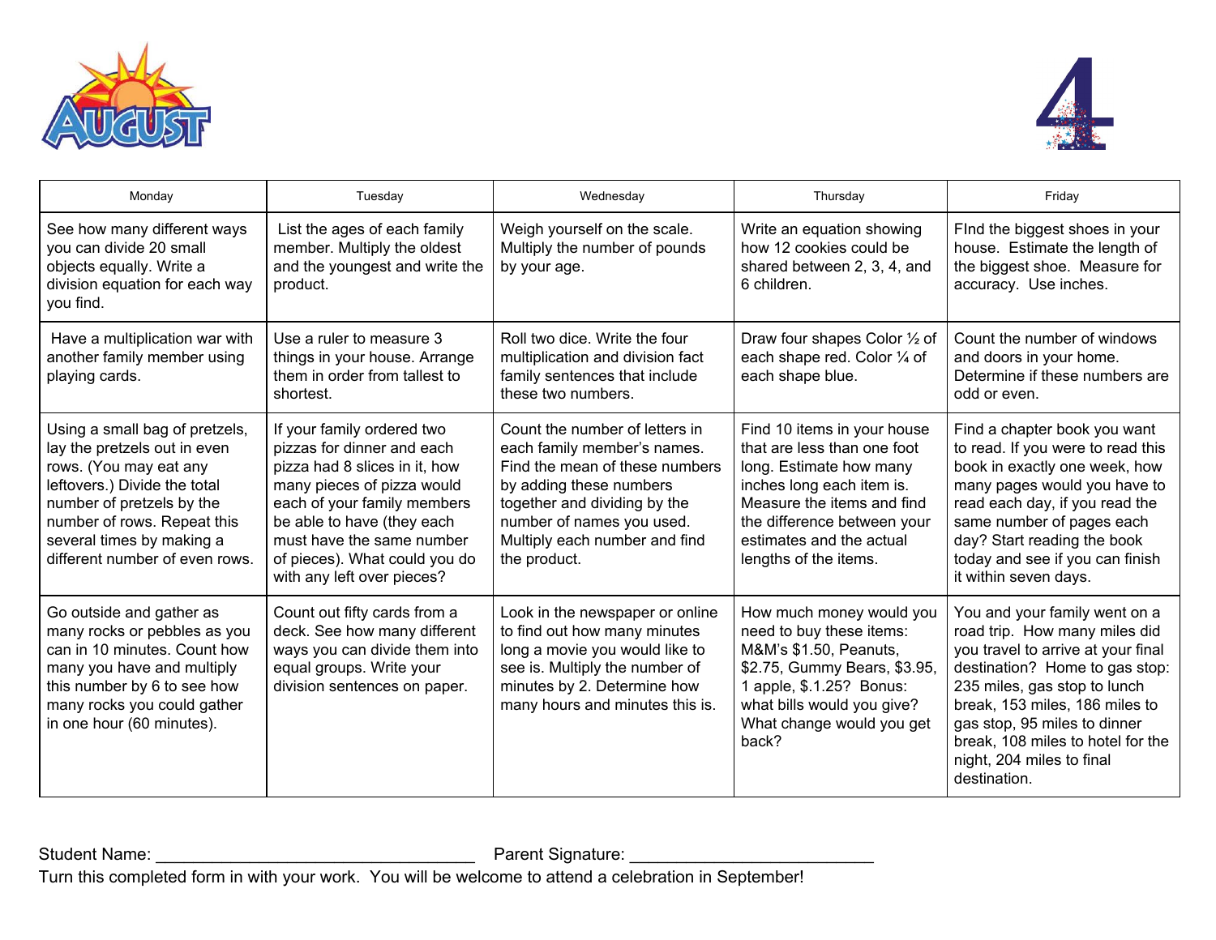# AUGUST

# 4

| Monday | Tuesday | Wednesday | Thursday | Friday |
|---|---|---|---|---|
| See how many different ways you can divide 20 small objects equally. Write a division equation for each way you find. | List the ages of each family member. Multiply the oldest and the youngest and write the product. | Weigh yourself on the scale. Multiply the number of pounds by your age. | Write an equation showing how 12 cookies could be shared between 2, 3, 4, and 6 children. | FInd the biggest shoes in your house. Estimate the length of the biggest shoe. Measure for accuracy. Use inches. |
| Have a multiplication war with another family member using playing cards. | Use a ruler to measure 3 things in your house. Arrange them in order from tallest to shortest. | Roll two dice. Write the four multiplication and division fact family sentences that include these two numbers. | Draw four shapes Color ½ of each shape red. Color ¼ of each shape blue. | Count the number of windows and doors in your home. Determine if these numbers are odd or even. |
| Using a small bag of pretzels, lay the pretzels out in even rows. (You may eat any leftovers.) Divide the total number of pretzels by the number of rows. Repeat this several times by making a different number of even rows. | If your family ordered two pizzas for dinner and each pizza had 8 slices in it, how many pieces of pizza would each of your family members be able to have (they each must have the same number of pieces). What could you do with any left over pieces? | Count the number of letters in each family member's names. Find the mean of these numbers by adding these numbers together and dividing by the number of names you used. Multiply each number and find the product. | Find 10 items in your house that are less than one foot long. Estimate how many inches long each item is. Measure the items and find the difference between your estimates and the actual lengths of the items. | Find a chapter book you want to read. If you were to read this book in exactly one week, how many pages would you have to read each day, if you read the same number of pages each day? Start reading the book today and see if you can finish it within seven days. |
| Go outside and gather as many rocks or pebbles as you can in 10 minutes. Count how many you have and multiply this number by 6 to see how many rocks you could gather in one hour (60 minutes). | Count out fifty cards from a deck. See how many different ways you can divide them into equal groups. Write your division sentences on paper. | Look in the newspaper or online to find out how many minutes long a movie you would like to see is. Multiply the number of minutes by 2. Determine how many hours and minutes this is. | How much money would you need to buy these items: M&M's $1.50, Peanuts, $2.75, Gummy Bears, $3.95, 1 apple, $.1.25? Bonus: what bills would you give? What change would you get back? | You and your family went on a road trip. How many miles did you travel to arrive at your final destination? Home to gas stop: 235 miles, gas stop to lunch break, 153 miles, 186 miles to gas stop, 95 miles to dinner break, 108 miles to hotel for the night, 204 miles to final destination. |

Student Name: ___________________________________ Parent Signature: __________________________

Turn this completed form in with your work. You will be welcome to attend a celebration in September!